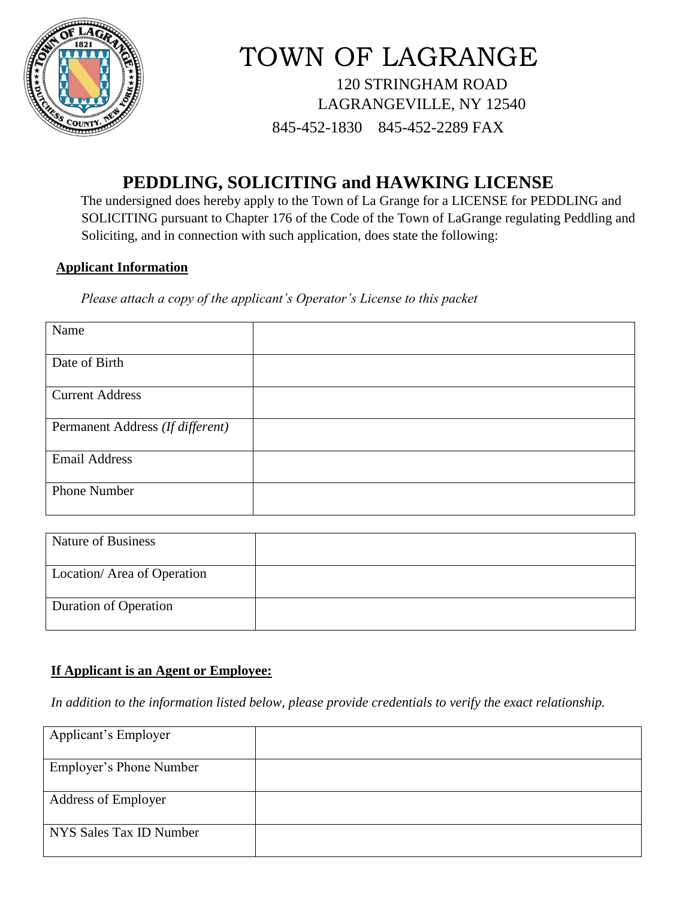# TOWN OF LAGRANGE

120 STRINGHAM ROAD
LAGRANGEVILLE, NY 12540
845-452-1830 845-452-2289 FAX

## PEDDLING, SOLICITING and HAWKING LICENSE

The undersigned does hereby apply to the Town of La Grange for a LICENSE for PEDDLING and SOLICITING pursuant to Chapter 176 of the Code of the Town of LaGrange regulating Peddling and Soliciting, and in connection with such application, does state the following:

**Applicant Information**

*Please attach a copy of the applicant's Operator's License to this packet*

| | |
|---|---|
| Name | |
| Date of Birth | |
| Current Address | |
| Permanent Address *(If different)* | |
| Email Address | |
| Phone Number | |

| | |
|---|---|
| Nature of Business | |
| Location/ Area of Operation | |
| Duration of Operation | |

**If Applicant is an Agent or Employee:**

*In addition to the information listed below, please provide credentials to verify the exact relationship.*

| | |
|---|---|
| Applicant's Employer | |
| Employer's Phone Number | |
| Address of Employer | |
| NYS Sales Tax ID Number | |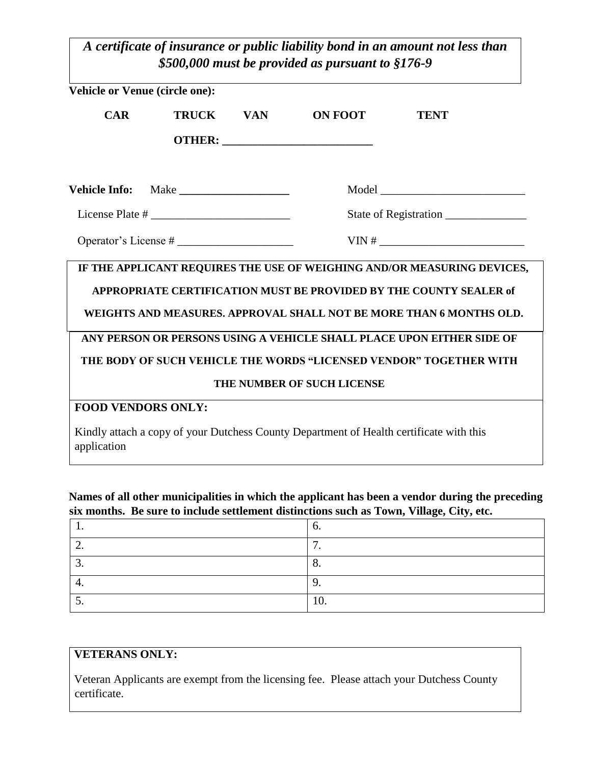***A certificate of insurance or public liability bond in an amount not less than $500,000 must be provided as pursuant to §176-9***

**Vehicle or Venue (circle one):**

**CAR** **TRUCK** **VAN** **ON FOOT** **TENT**

**OTHER: \_\_\_\_\_\_\_\_\_\_\_\_\_\_\_\_\_\_\_\_\_\_\_\_\_\_**

**Vehicle Info:** Make \_\_\_\_\_\_\_\_\_\_\_\_\_\_\_\_\_\_\_\_ Model \_\_\_\_\_\_\_\_\_\_\_\_\_\_\_\_\_\_\_\_\_\_\_\_\_\_

License Plate # \_\_\_\_\_\_\_\_\_\_\_\_\_\_\_\_\_\_\_\_\_\_\_\_\_ State of Registration \_\_\_\_\_\_\_\_\_\_\_\_\_\_

Operator's License # \_\_\_\_\_\_\_\_\_\_\_\_\_\_\_\_\_\_\_\_ VIN # \_\_\_\_\_\_\_\_\_\_\_\_\_\_\_\_\_\_\_\_\_\_\_\_\_\_

**IF THE APPLICANT REQUIRES THE USE OF WEIGHING AND/OR MEASURING DEVICES, APPROPRIATE CERTIFICATION MUST BE PROVIDED BY THE COUNTY SEALER of WEIGHTS AND MEASURES. APPROVAL SHALL NOT BE MORE THAN 6 MONTHS OLD.**

**ANY PERSON OR PERSONS USING A VEHICLE SHALL PLACE UPON EITHER SIDE OF THE BODY OF SUCH VEHICLE THE WORDS "LICENSED VENDOR" TOGETHER WITH THE NUMBER OF SUCH LICENSE**

**FOOD VENDORS ONLY:**

Kindly attach a copy of your Dutchess County Department of Health certificate with this application

**Names of all other municipalities in which the applicant has been a vendor during the preceding six months. Be sure to include settlement distinctions such as Town, Village, City, etc.**

| | |
|---|---|
| 1. | 6. |
| 2. | 7. |
| 3. | 8. |
| 4. | 9. |
| 5. | 10. |

**VETERANS ONLY:**

Veteran Applicants are exempt from the licensing fee. Please attach your Dutchess County certificate.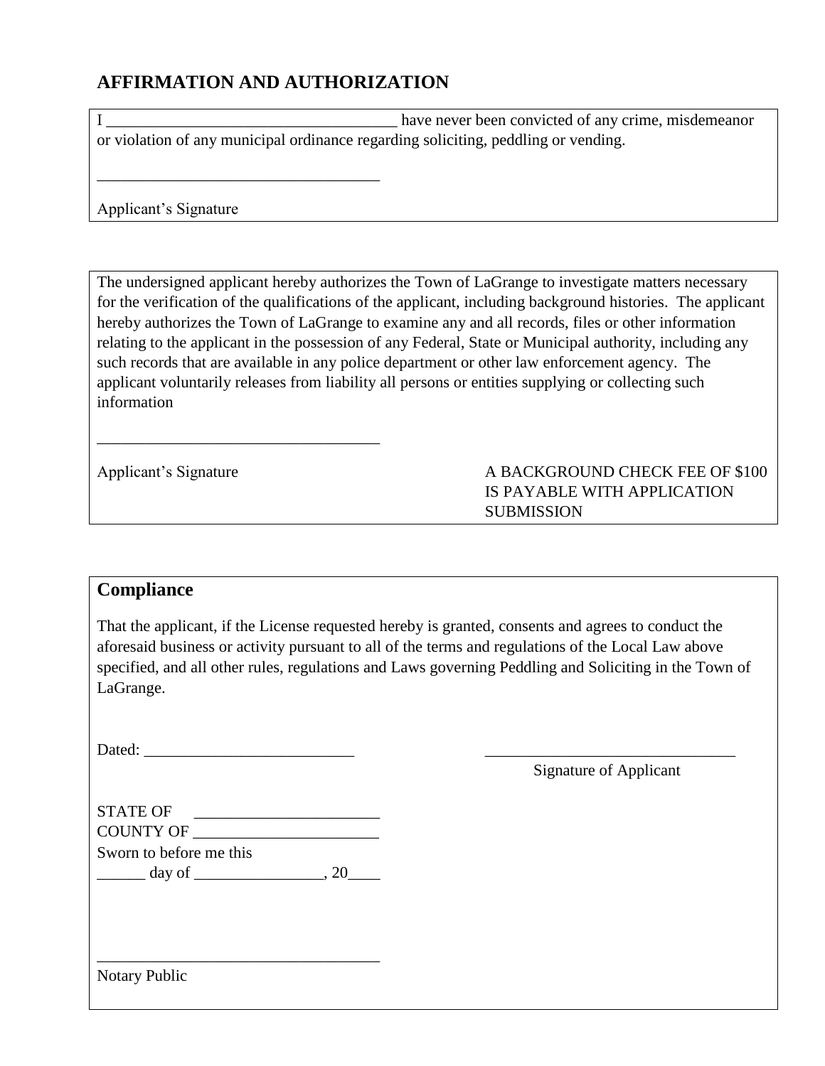## AFFIRMATION AND AUTHORIZATION

I ____________________________________ have never been convicted of any crime, misdemeanor or violation of any municipal ordinance regarding soliciting, peddling or vending.

___________________________________

Applicant's Signature

The undersigned applicant hereby authorizes the Town of LaGrange to investigate matters necessary for the verification of the qualifications of the applicant, including background histories. The applicant hereby authorizes the Town of LaGrange to examine any and all records, files or other information relating to the applicant in the possession of any Federal, State or Municipal authority, including any such records that are available in any police department or other law enforcement agency. The applicant voluntarily releases from liability all persons or entities supplying or collecting such information

___________________________________

Applicant's Signature

A BACKGROUND CHECK FEE OF $100 IS PAYABLE WITH APPLICATION SUBMISSION

## Compliance

That the applicant, if the License requested hereby is granted, consents and agrees to conduct the aforesaid business or activity pursuant to all of the terms and regulations of the Local Law above specified, and all other rules, regulations and Laws governing Peddling and Soliciting in the Town of LaGrange.

Dated: ___________________________

________________________________

Signature of Applicant

STATE OF _______________________

COUNTY OF _______________________

Sworn to before me this

______ day of ________________, 20____

___________________________________

Notary Public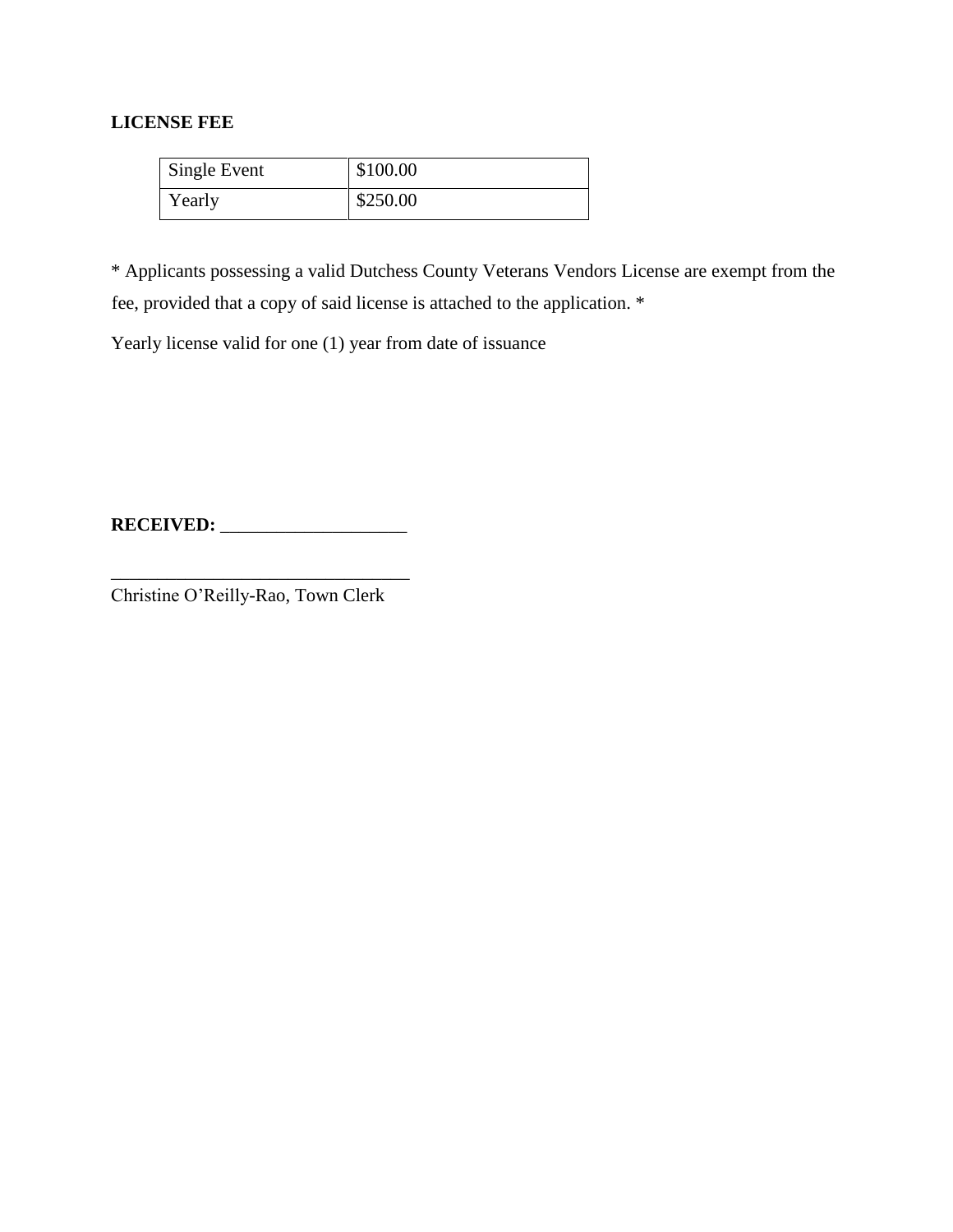**LICENSE FEE**

| | |
|---|---|
| Single Event | $100.00 |
| Yearly | $250.00 |

* Applicants possessing a valid Dutchess County Veterans Vendors License are exempt from the fee, provided that a copy of said license is attached to the application. *

Yearly license valid for one (1) year from date of issuance

**RECEIVED:** ____________________

________________________________
Christine O'Reilly-Rao, Town Clerk